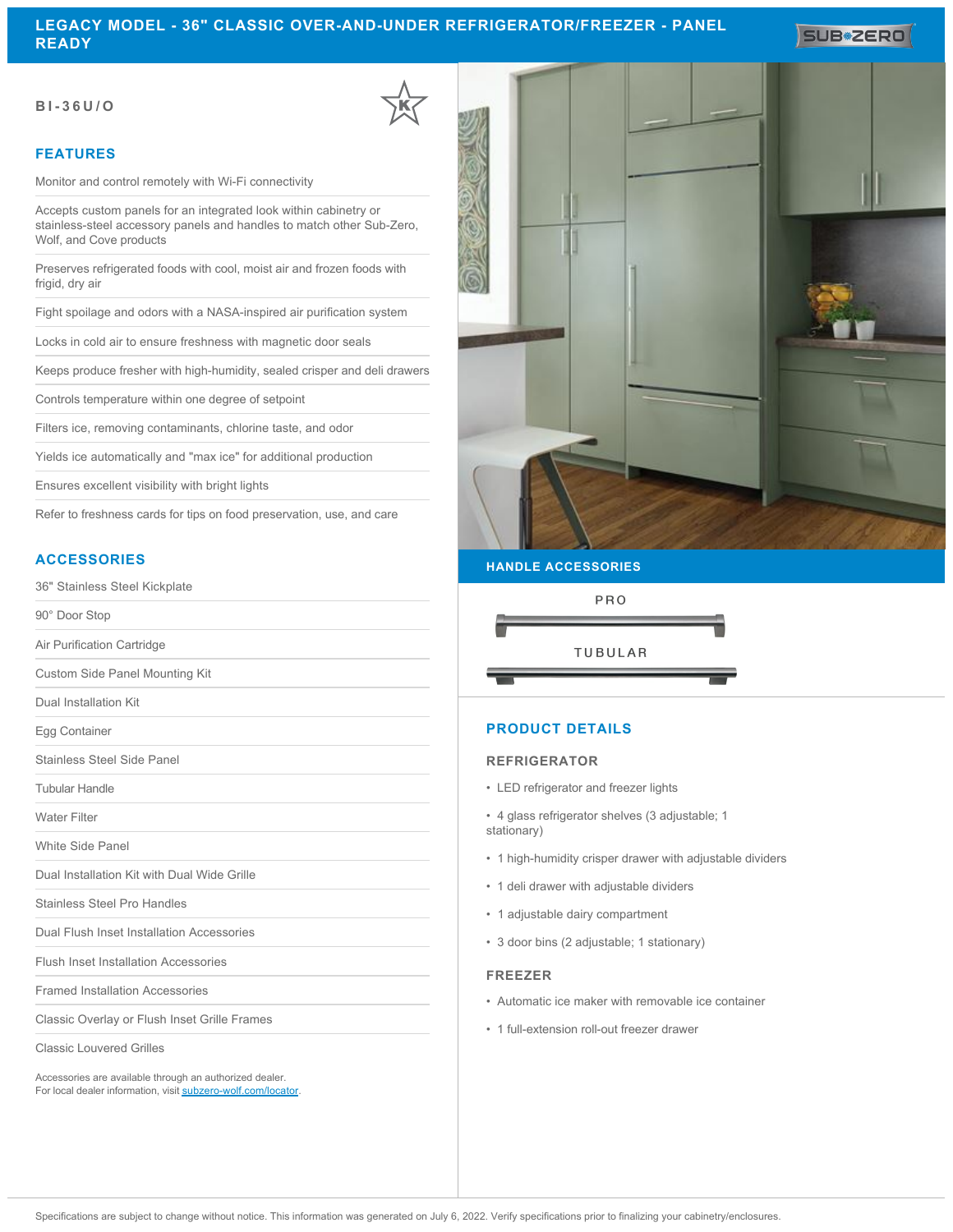# LEGACY MODEL - 36" CLASSIC OVER-AND-UNDER REFRIGERATOR/FREEZER - PANEL READY

**BI-36U/O**

## FEATURES

- Monitor and control remotely with Wi-Fi connectivity
- Accepts custom panels for an integrated look within cabinetry or stainless-steel accessory panels and handles to match other Sub-Zero, Wolf, and Cove products
- Preserves refrigerated foods with cool, moist air and frozen foods with frigid, dry air
- Fight spoilage and odors with a NASA-inspired air purification system
- Locks in cold air to ensure freshness with magnetic door seals
- Keeps produce fresher with high-humidity, sealed crisper and deli drawers
- Controls temperature within one degree of setpoint
- Filters ice, removing contaminants, chlorine taste, and odor
- Yields ice automatically and "max ice" for additional production
- Ensures excellent visibility with bright lights
- Refer to freshness cards for tips on food preservation, use, and care

## ACCESSORIES

- 36" Stainless Steel Kickplate
- 90° Door Stop
- Air Purification Cartridge
- Custom Side Panel Mounting Kit
- Dual Installation Kit
- Egg Container
- Stainless Steel Side Panel
- Tubular Handle
- Water Filter
- White Side Panel
- Dual Installation Kit with Dual Wide Grille
- Stainless Steel Pro Handles
- Dual Flush Inset Installation Accessories
- Flush Inset Installation Accessories
- Framed Installation Accessories
- Classic Overlay or Flush Inset Grille Frames
- Classic Louvered Grilles

Accessories are available through an authorized dealer.
For local dealer information, visit subzero-wolf.com/locator.

## HANDLE ACCESSORIES

PRO

TUBULAR

## PRODUCT DETAILS

### REFRIGERATOR

- LED refrigerator and freezer lights
- 4 glass refrigerator shelves (3 adjustable; 1 stationary)
- 1 high-humidity crisper drawer with adjustable dividers
- 1 deli drawer with adjustable dividers
- 1 adjustable dairy compartment
- 3 door bins (2 adjustable; 1 stationary)

### FREEZER

- Automatic ice maker with removable ice container
- 1 full-extension roll-out freezer drawer

Specifications are subject to change without notice. This information was generated on July 6, 2022. Verify specifications prior to finalizing your cabinetry/enclosures.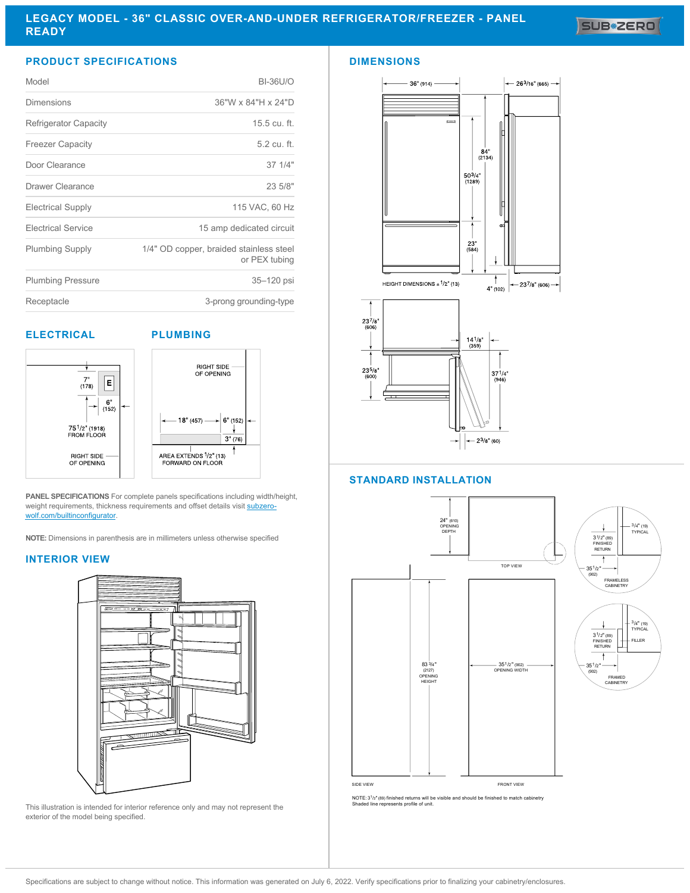# LEGACY MODEL - 36" CLASSIC OVER-AND-UNDER REFRIGERATOR/FREEZER - PANEL READY

## PRODUCT SPECIFICATIONS

| | |
|---|---|
| Model | BI-36U/O |
| Dimensions | 36"W x 84"H x 24"D |
| Refrigerator Capacity | 15.5 cu. ft. |
| Freezer Capacity | 5.2 cu. ft. |
| Door Clearance | 37 1/4" |
| Drawer Clearance | 23 5/8" |
| Electrical Supply | 115 VAC, 60 Hz |
| Electrical Service | 15 amp dedicated circuit |
| Plumbing Supply | 1/4" OD copper, braided stainless steel or PEX tubing |
| Plumbing Pressure | 35–120 psi |
| Receptacle | 3-prong grounding-type |

## ELECTRICAL

7" (178)
E
6" (152)
75 1/2" (1918) FROM FLOOR
RIGHT SIDE OF OPENING

## PLUMBING

RIGHT SIDE OF OPENING
18" (457)
6" (152)
3" (76)
AREA EXTENDS 1/2" (13) FORWARD ON FLOOR

**PANEL SPECIFICATIONS** For complete panels specifications including width/height, weight requirements, thickness requirements and offset details visit subzero-wolf.com/builtinconfigurator.

**NOTE:** Dimensions in parenthesis are in millimeters unless otherwise specified

## INTERIOR VIEW

This illustration is intended for interior reference only and may not represent the exterior of the model being specified.

## DIMENSIONS

36" (914)
26 3/16" (665)
84" (2134)
50 3/4" (1289)
23" (584)
HEIGHT DIMENSIONS ± 1/2" (13)
4" (102)
23 7/8" (606)
23 7/8" (606)
14 1/8" (359)
23 5/8" (600)
37 1/4" (946)
2 3/8" (60)

## STANDARD INSTALLATION

24" (610) OPENING DEPTH
TOP VIEW
3/4" (19) TYPICAL
3 1/2" (89) FINISHED RETURN
35 1/2" (902)
FRAMELESS CABINETRY
83 3/4" (2127) OPENING HEIGHT
35 1/2" (902) OPENING WIDTH
3/4" (19) TYPICAL
3 1/2" (89) FINISHED RETURN
FILLER
35 1/2" (902)
FRAMED CABINETRY
SIDE VIEW
FRONT VIEW

NOTE: 3 1/2" (89) finished returns will be visible and should be finished to match cabinetry
Shaded line represents profile of unit.

Specifications are subject to change without notice. This information was generated on July 6, 2022. Verify specifications prior to finalizing your cabinetry/enclosures.